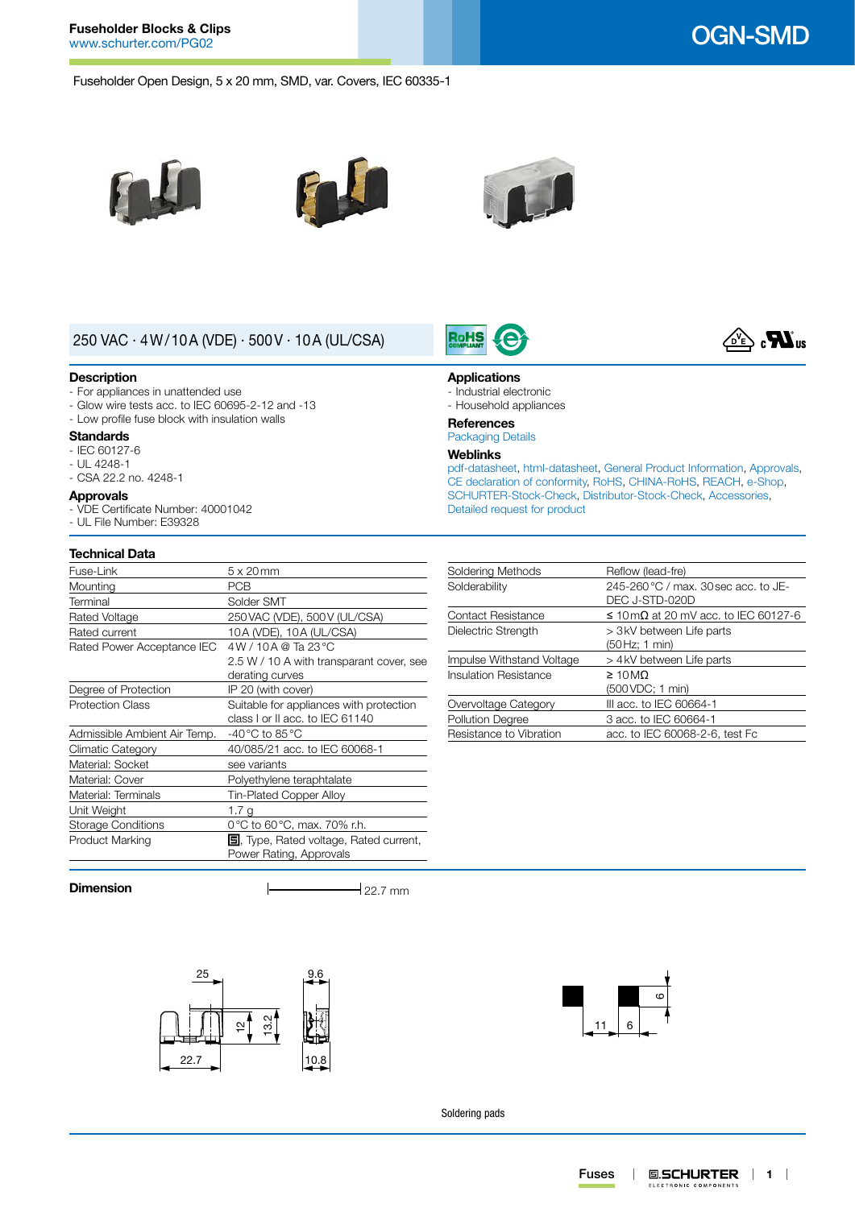# OGN-SMD

Fuseholder Open Design, 5 x 20 mm, SMD, var. Covers, IEC 60335-1

## 250 VAC · 4 W/10 A (VDE) · 500 V · 10 A (UL/CSA)

### Description
- For appliances in unattended use
- Glow wire tests acc. to IEC 60695-2-12 and -13
- Low profile fuse block with insulation walls

### Standards
- IEC 60127-6
- UL 4248-1
- CSA 22.2 no. 4248-1

### Approvals
- VDE Certificate Number: 40001042
- UL File Number: E39328

### Applications
- Industrial electronic
- Household appliances

### References
Packaging Details

### Weblinks
pdf-datasheet, html-datasheet, General Product Information, Approvals, CE declaration of conformity, RoHS, CHINA-RoHS, REACH, e-Shop, SCHURTER-Stock-Check, Distributor-Stock-Check, Accessories, Detailed request for product

### Technical Data

| | |
|---|---|
| Fuse-Link | 5 x 20 mm |
| Mounting | PCB |
| Terminal | Solder SMT |
| Rated Voltage | 250 VAC (VDE), 500 V (UL/CSA) |
| Rated current | 10 A (VDE), 10 A (UL/CSA) |
| Rated Power Acceptance IEC | 4 W / 10 A @ Ta 23 °C<br>2.5 W / 10 A with transparant cover, see derating curves |
| Degree of Protection | IP 20 (with cover) |
| Protection Class | Suitable for appliances with protection class I or II acc. to IEC 61140 |
| Admissible Ambient Air Temp. | -40 °C to 85 °C |
| Climatic Category | 40/085/21 acc. to IEC 60068-1 |
| Material: Socket | see variants |
| Material: Cover | Polyethylene teraphtalate |
| Material: Terminals | Tin-Plated Copper Alloy |
| Unit Weight | 1.7 g |
| Storage Conditions | 0 °C to 60 °C, max. 70% r.h. |
| Product Marking | Logo, Type, Rated voltage, Rated current, Power Rating, Approvals |
| Soldering Methods | Reflow (lead-fre) |
| Solderability | 245-260 °C / max. 30 sec acc. to JE-DEC J-STD-020D |
| Contact Resistance | ≤ 10 mΩ at 20 mV acc. to IEC 60127-6 |
| Dielectric Strength | > 3 kV between Life parts (50 Hz; 1 min) |
| Impulse Withstand Voltage | > 4 kV between Life parts |
| Insulation Resistance | ≥ 10 MΩ (500 VDC; 1 min) |
| Overvoltage Category | III acc. to IEC 60664-1 |
| Pollution Degree | 3 acc. to IEC 60664-1 |
| Resistance to Vibration | acc. to IEC 60068-2-6, test Fc |

### Dimension

22.7 mm

Soldering pads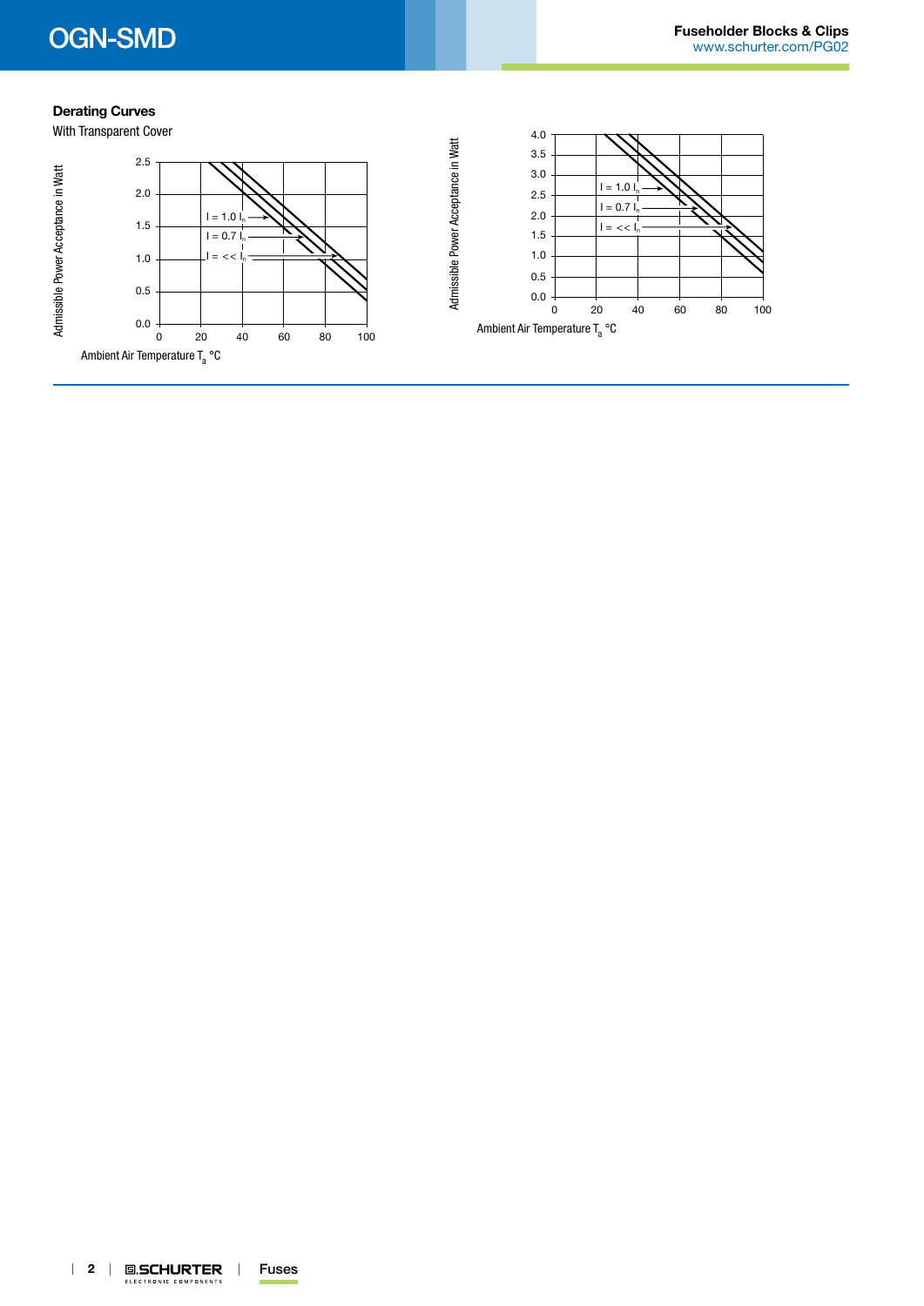## Derating Curves

With Transparent Cover

Admissible Power Acceptance in Watt

I = 1.0 $I_n$

I = 0.7 $I_n$

I = << $I_n$

Ambient Air Temperature $T_a$ °C

Admissible Power Acceptance in Watt

I = 1.0 $I_n$

I = 0.7 $I_n$

I = << $I_n$

Ambient Air Temperature $T_a$ °C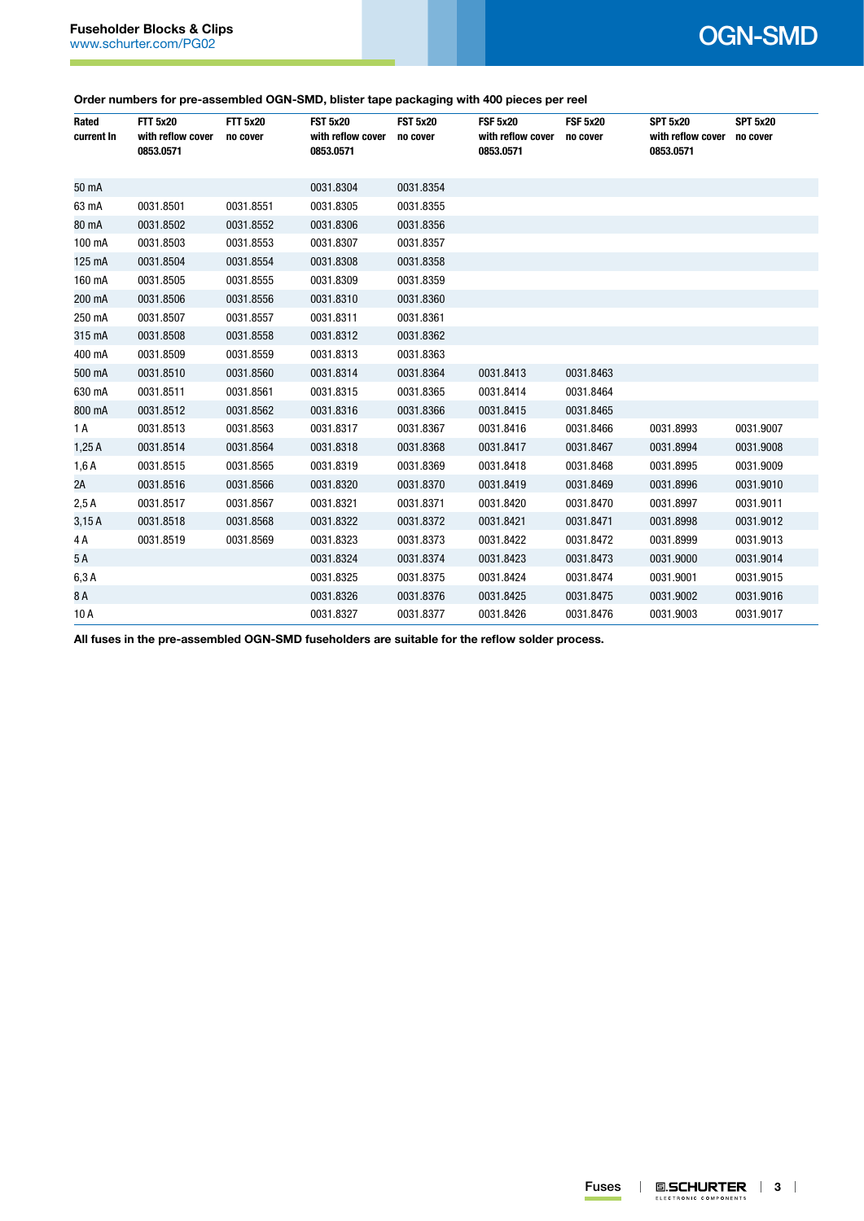Order numbers for pre-assembled OGN-SMD, blister tape packaging with 400 pieces per reel

| Rated current In | FTT 5x20 with reflow cover 0853.0571 | FTT 5x20 no cover | FST 5x20 with reflow cover 0853.0571 | FST 5x20 no cover | FSF 5x20 with reflow cover 0853.0571 | FSF 5x20 no cover | SPT 5x20 with reflow cover 0853.0571 | SPT 5x20 no cover |
|---|---|---|---|---|---|---|---|---|
| 50 mA | | | 0031.8304 | 0031.8354 | | | | |
| 63 mA | 0031.8501 | 0031.8551 | 0031.8305 | 0031.8355 | | | | |
| 80 mA | 0031.8502 | 0031.8552 | 0031.8306 | 0031.8356 | | | | |
| 100 mA | 0031.8503 | 0031.8553 | 0031.8307 | 0031.8357 | | | | |
| 125 mA | 0031.8504 | 0031.8554 | 0031.8308 | 0031.8358 | | | | |
| 160 mA | 0031.8505 | 0031.8555 | 0031.8309 | 0031.8359 | | | | |
| 200 mA | 0031.8506 | 0031.8556 | 0031.8310 | 0031.8360 | | | | |
| 250 mA | 0031.8507 | 0031.8557 | 0031.8311 | 0031.8361 | | | | |
| 315 mA | 0031.8508 | 0031.8558 | 0031.8312 | 0031.8362 | | | | |
| 400 mA | 0031.8509 | 0031.8559 | 0031.8313 | 0031.8363 | | | | |
| 500 mA | 0031.8510 | 0031.8560 | 0031.8314 | 0031.8364 | 0031.8413 | 0031.8463 | | |
| 630 mA | 0031.8511 | 0031.8561 | 0031.8315 | 0031.8365 | 0031.8414 | 0031.8464 | | |
| 800 mA | 0031.8512 | 0031.8562 | 0031.8316 | 0031.8366 | 0031.8415 | 0031.8465 | | |
| 1 A | 0031.8513 | 0031.8563 | 0031.8317 | 0031.8367 | 0031.8416 | 0031.8466 | 0031.8993 | 0031.9007 |
| 1,25 A | 0031.8514 | 0031.8564 | 0031.8318 | 0031.8368 | 0031.8417 | 0031.8467 | 0031.8994 | 0031.9008 |
| 1,6 A | 0031.8515 | 0031.8565 | 0031.8319 | 0031.8369 | 0031.8418 | 0031.8468 | 0031.8995 | 0031.9009 |
| 2A | 0031.8516 | 0031.8566 | 0031.8320 | 0031.8370 | 0031.8419 | 0031.8469 | 0031.8996 | 0031.9010 |
| 2,5 A | 0031.8517 | 0031.8567 | 0031.8321 | 0031.8371 | 0031.8420 | 0031.8470 | 0031.8997 | 0031.9011 |
| 3,15 A | 0031.8518 | 0031.8568 | 0031.8322 | 0031.8372 | 0031.8421 | 0031.8471 | 0031.8998 | 0031.9012 |
| 4 A | 0031.8519 | 0031.8569 | 0031.8323 | 0031.8373 | 0031.8422 | 0031.8472 | 0031.8999 | 0031.9013 |
| 5 A | | | 0031.8324 | 0031.8374 | 0031.8423 | 0031.8473 | 0031.9000 | 0031.9014 |
| 6,3 A | | | 0031.8325 | 0031.8375 | 0031.8424 | 0031.8474 | 0031.9001 | 0031.9015 |
| 8 A | | | 0031.8326 | 0031.8376 | 0031.8425 | 0031.8475 | 0031.9002 | 0031.9016 |
| 10 A | | | 0031.8327 | 0031.8377 | 0031.8426 | 0031.8476 | 0031.9003 | 0031.9017 |

**All fuses in the pre-assembled OGN-SMD fuseholders are suitable for the reflow solder process.**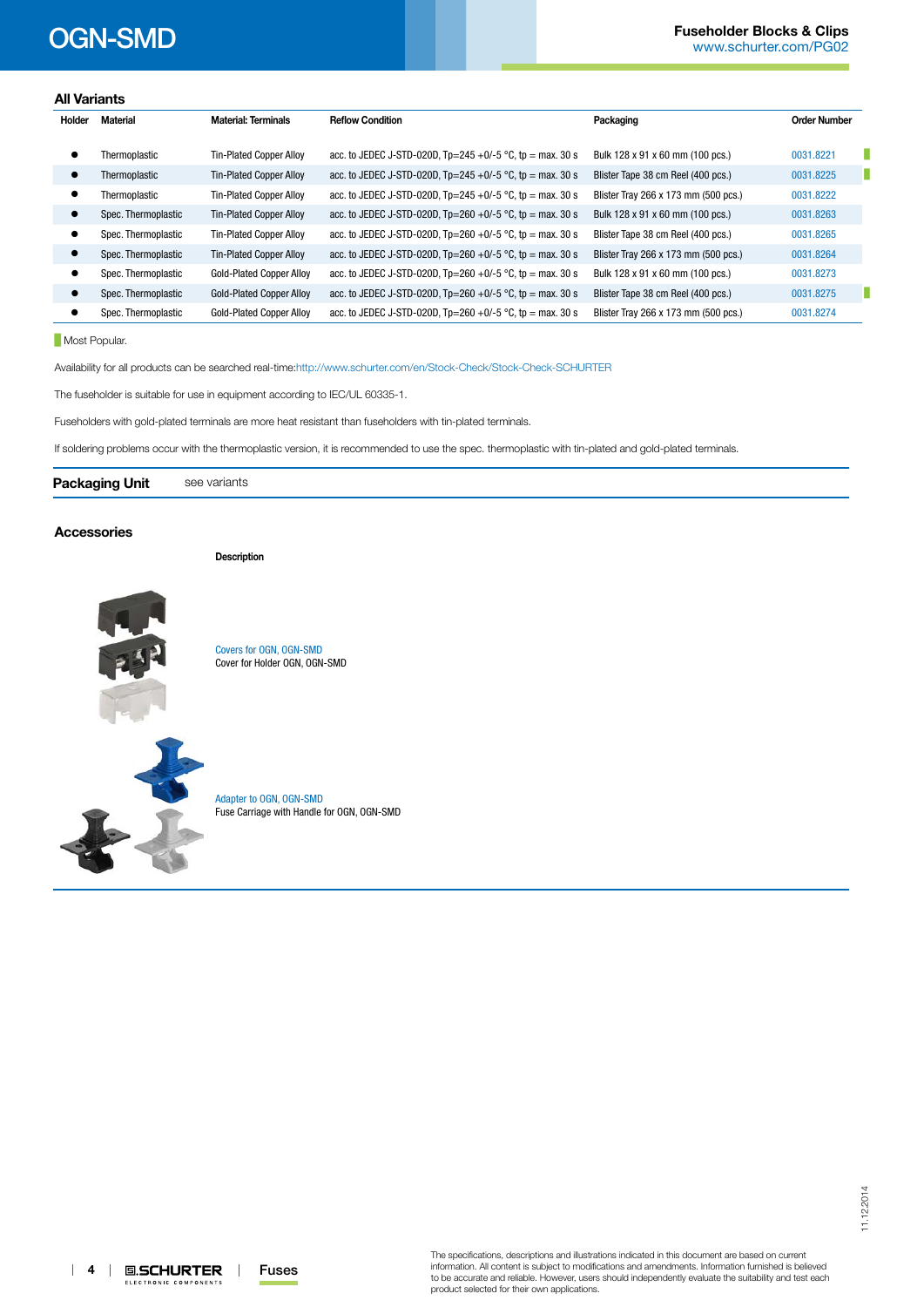## All Variants

| Holder | Material | Material: Terminals | Reflow Condition | Packaging | Order Number |
|---|---|---|---|---|---|
| ● | Thermoplastic | Tin-Plated Copper Alloy | acc. to JEDEC J-STD-020D, Tp=245 +0/-5 °C, tp = max. 30 s | Bulk 128 x 91 x 60 mm (100 pcs.) | 0031.8221 |
| ● | Thermoplastic | Tin-Plated Copper Alloy | acc. to JEDEC J-STD-020D, Tp=245 +0/-5 °C, tp = max. 30 s | Blister Tape 38 cm Reel (400 pcs.) | 0031.8225 |
| ● | Thermoplastic | Tin-Plated Copper Alloy | acc. to JEDEC J-STD-020D, Tp=245 +0/-5 °C, tp = max. 30 s | Blister Tray 266 x 173 mm (500 pcs.) | 0031.8222 |
| ● | Spec. Thermoplastic | Tin-Plated Copper Alloy | acc. to JEDEC J-STD-020D, Tp=260 +0/-5 °C, tp = max. 30 s | Bulk 128 x 91 x 60 mm (100 pcs.) | 0031.8263 |
| ● | Spec. Thermoplastic | Tin-Plated Copper Alloy | acc. to JEDEC J-STD-020D, Tp=260 +0/-5 °C, tp = max. 30 s | Blister Tape 38 cm Reel (400 pcs.) | 0031.8265 |
| ● | Spec. Thermoplastic | Tin-Plated Copper Alloy | acc. to JEDEC J-STD-020D, Tp=260 +0/-5 °C, tp = max. 30 s | Blister Tray 266 x 173 mm (500 pcs.) | 0031.8264 |
| ● | Spec. Thermoplastic | Gold-Plated Copper Alloy | acc. to JEDEC J-STD-020D, Tp=260 +0/-5 °C, tp = max. 30 s | Bulk 128 x 91 x 60 mm (100 pcs.) | 0031.8273 |
| ● | Spec. Thermoplastic | Gold-Plated Copper Alloy | acc. to JEDEC J-STD-020D, Tp=260 +0/-5 °C, tp = max. 30 s | Blister Tape 38 cm Reel (400 pcs.) | 0031.8275 |
| ● | Spec. Thermoplastic | Gold-Plated Copper Alloy | acc. to JEDEC J-STD-020D, Tp=260 +0/-5 °C, tp = max. 30 s | Blister Tray 266 x 173 mm (500 pcs.) | 0031.8274 |

Most Popular.

Availability for all products can be searched real-time:http://www.schurter.com/en/Stock-Check/Stock-Check-SCHURTER

The fuseholder is suitable for use in equipment according to IEC/UL 60335-1.

Fuseholders with gold-plated terminals are more heat resistant than fuseholders with tin-plated terminals.

If soldering problems occur with the thermoplastic version, it is recommended to use the spec. thermoplastic with tin-plated and gold-plated terminals.

## Packaging Unit

see variants

## Accessories

**Description**

Covers for OGN, OGN-SMD
Cover for Holder OGN, OGN-SMD

Adapter to OGN, OGN-SMD
Fuse Carriage with Handle for OGN, OGN-SMD